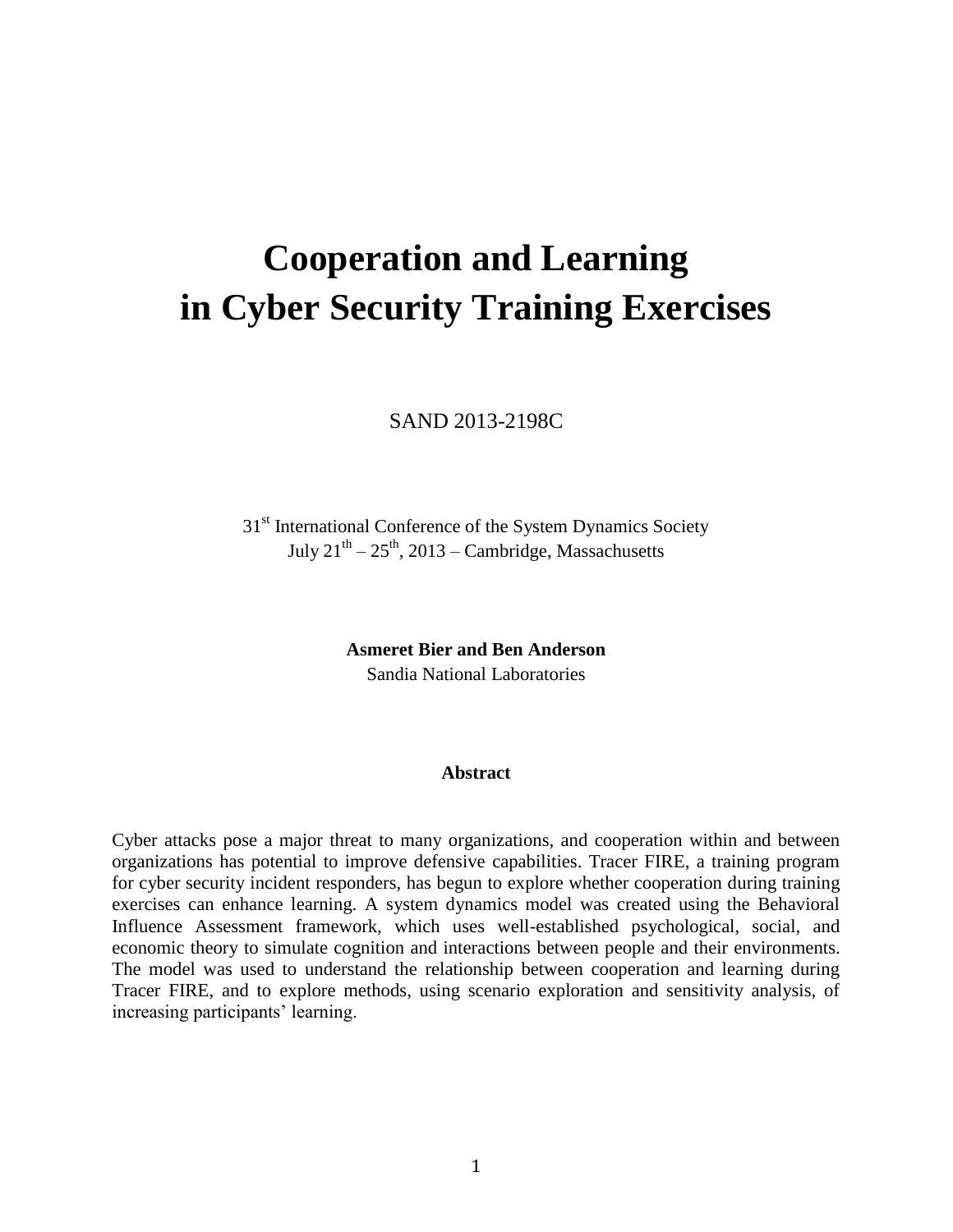# Cooperation and Learning in Cyber Security Training Exercises

SAND 2013-2198C

31st International Conference of the System Dynamics Society
July 21th – 25th, 2013 – Cambridge, Massachusetts

**Asmeret Bier and Ben Anderson**
Sandia National Laboratories

**Abstract**

Cyber attacks pose a major threat to many organizations, and cooperation within and between organizations has potential to improve defensive capabilities. Tracer FIRE, a training program for cyber security incident responders, has begun to explore whether cooperation during training exercises can enhance learning. A system dynamics model was created using the Behavioral Influence Assessment framework, which uses well-established psychological, social, and economic theory to simulate cognition and interactions between people and their environments. The model was used to understand the relationship between cooperation and learning during Tracer FIRE, and to explore methods, using scenario exploration and sensitivity analysis, of increasing participants' learning.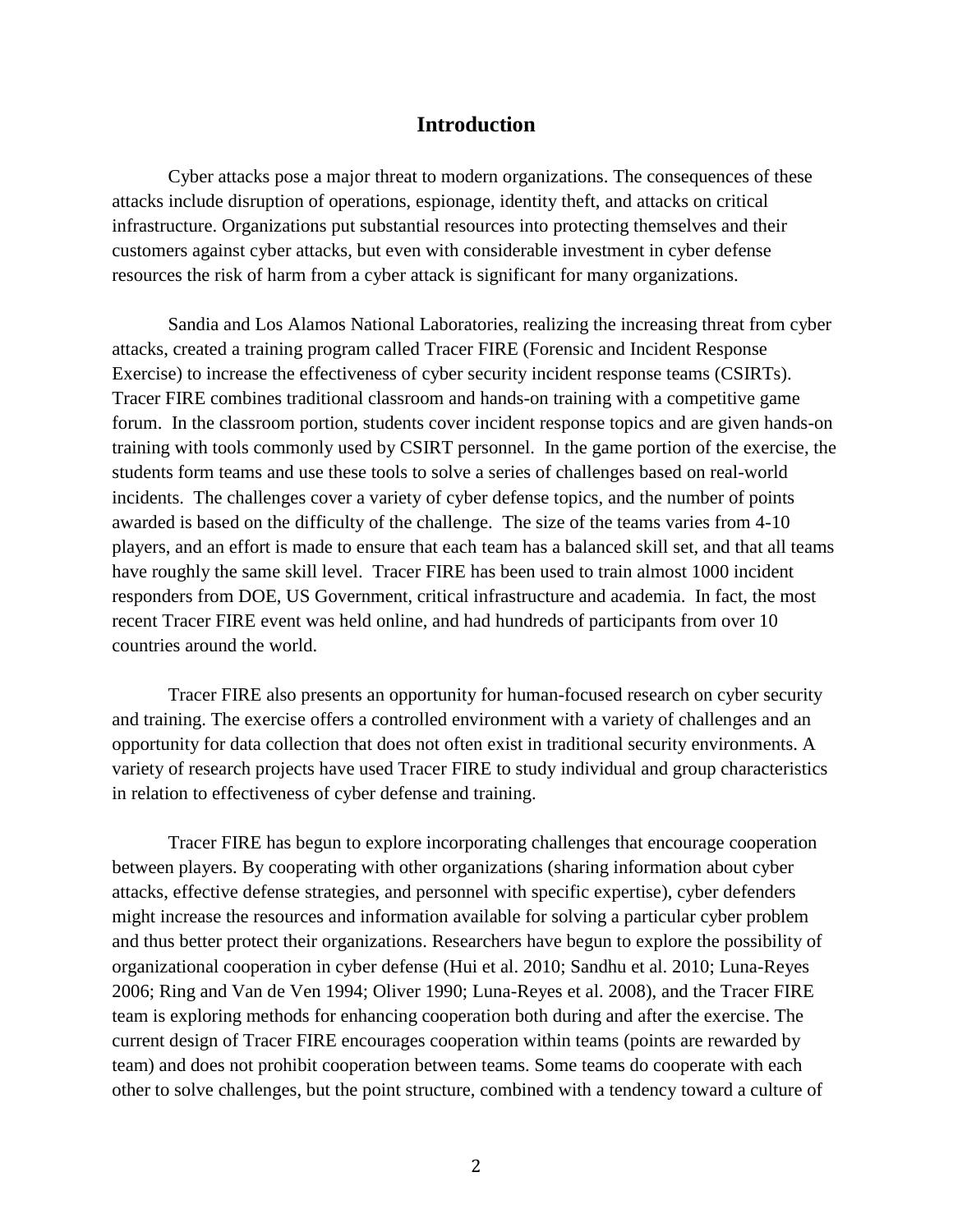# Introduction

Cyber attacks pose a major threat to modern organizations. The consequences of these attacks include disruption of operations, espionage, identity theft, and attacks on critical infrastructure. Organizations put substantial resources into protecting themselves and their customers against cyber attacks, but even with considerable investment in cyber defense resources the risk of harm from a cyber attack is significant for many organizations.

Sandia and Los Alamos National Laboratories, realizing the increasing threat from cyber attacks, created a training program called Tracer FIRE (Forensic and Incident Response Exercise) to increase the effectiveness of cyber security incident response teams (CSIRTs). Tracer FIRE combines traditional classroom and hands-on training with a competitive game forum. In the classroom portion, students cover incident response topics and are given hands-on training with tools commonly used by CSIRT personnel. In the game portion of the exercise, the students form teams and use these tools to solve a series of challenges based on real-world incidents. The challenges cover a variety of cyber defense topics, and the number of points awarded is based on the difficulty of the challenge. The size of the teams varies from 4-10 players, and an effort is made to ensure that each team has a balanced skill set, and that all teams have roughly the same skill level. Tracer FIRE has been used to train almost 1000 incident responders from DOE, US Government, critical infrastructure and academia. In fact, the most recent Tracer FIRE event was held online, and had hundreds of participants from over 10 countries around the world.

Tracer FIRE also presents an opportunity for human-focused research on cyber security and training. The exercise offers a controlled environment with a variety of challenges and an opportunity for data collection that does not often exist in traditional security environments. A variety of research projects have used Tracer FIRE to study individual and group characteristics in relation to effectiveness of cyber defense and training.

Tracer FIRE has begun to explore incorporating challenges that encourage cooperation between players. By cooperating with other organizations (sharing information about cyber attacks, effective defense strategies, and personnel with specific expertise), cyber defenders might increase the resources and information available for solving a particular cyber problem and thus better protect their organizations. Researchers have begun to explore the possibility of organizational cooperation in cyber defense (Hui et al. 2010; Sandhu et al. 2010; Luna-Reyes 2006; Ring and Van de Ven 1994; Oliver 1990; Luna-Reyes et al. 2008), and the Tracer FIRE team is exploring methods for enhancing cooperation both during and after the exercise. The current design of Tracer FIRE encourages cooperation within teams (points are rewarded by team) and does not prohibit cooperation between teams. Some teams do cooperate with each other to solve challenges, but the point structure, combined with a tendency toward a culture of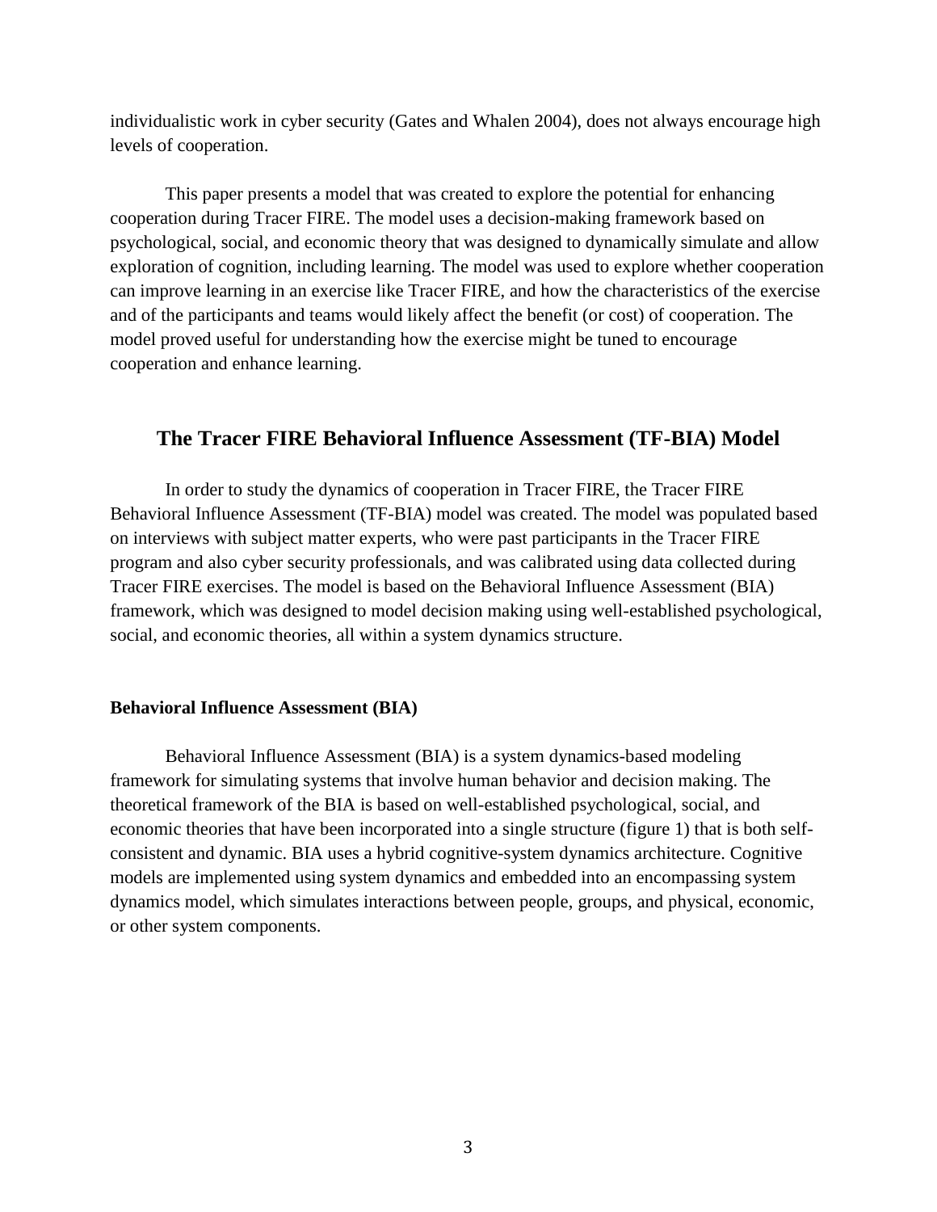individualistic work in cyber security (Gates and Whalen 2004), does not always encourage high levels of cooperation.

This paper presents a model that was created to explore the potential for enhancing cooperation during Tracer FIRE. The model uses a decision-making framework based on psychological, social, and economic theory that was designed to dynamically simulate and allow exploration of cognition, including learning. The model was used to explore whether cooperation can improve learning in an exercise like Tracer FIRE, and how the characteristics of the exercise and of the participants and teams would likely affect the benefit (or cost) of cooperation. The model proved useful for understanding how the exercise might be tuned to encourage cooperation and enhance learning.

## The Tracer FIRE Behavioral Influence Assessment (TF-BIA) Model

In order to study the dynamics of cooperation in Tracer FIRE, the Tracer FIRE Behavioral Influence Assessment (TF-BIA) model was created. The model was populated based on interviews with subject matter experts, who were past participants in the Tracer FIRE program and also cyber security professionals, and was calibrated using data collected during Tracer FIRE exercises. The model is based on the Behavioral Influence Assessment (BIA) framework, which was designed to model decision making using well-established psychological, social, and economic theories, all within a system dynamics structure.

### Behavioral Influence Assessment (BIA)

Behavioral Influence Assessment (BIA) is a system dynamics-based modeling framework for simulating systems that involve human behavior and decision making. The theoretical framework of the BIA is based on well-established psychological, social, and economic theories that have been incorporated into a single structure (figure 1) that is both self-consistent and dynamic. BIA uses a hybrid cognitive-system dynamics architecture. Cognitive models are implemented using system dynamics and embedded into an encompassing system dynamics model, which simulates interactions between people, groups, and physical, economic, or other system components.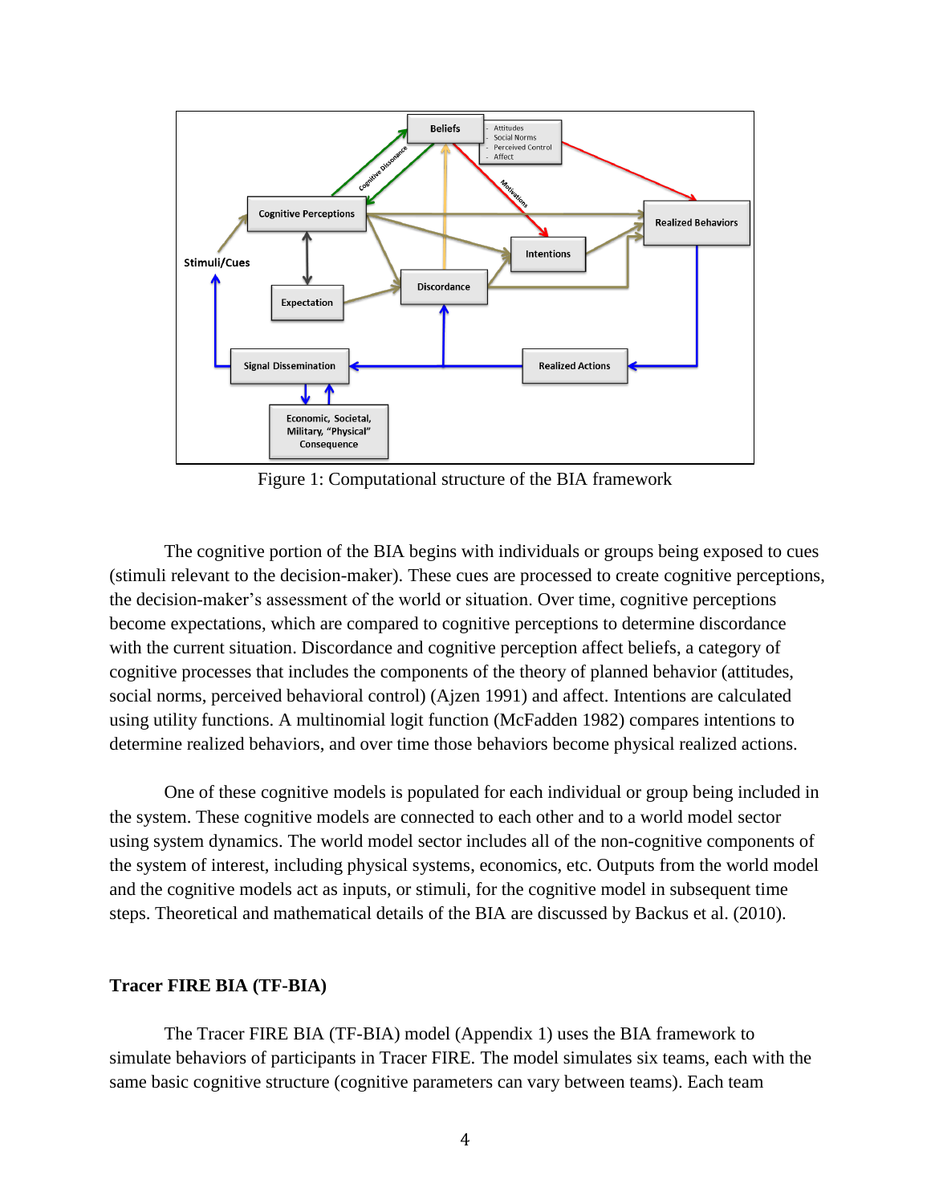Beliefs

- Attitudes
- Social Norms
- Perceived Control
- Affect

Cognitive Dissonance

Motivations

Cognitive Perceptions

Realized Behaviors

Intentions

Stimuli/Cues

Discordance

Expectation

Signal Dissemination

Realized Actions

Economic, Societal, Military, "Physical" Consequence

Figure 1: Computational structure of the BIA framework

The cognitive portion of the BIA begins with individuals or groups being exposed to cues (stimuli relevant to the decision-maker). These cues are processed to create cognitive perceptions, the decision-maker's assessment of the world or situation. Over time, cognitive perceptions become expectations, which are compared to cognitive perceptions to determine discordance with the current situation. Discordance and cognitive perception affect beliefs, a category of cognitive processes that includes the components of the theory of planned behavior (attitudes, social norms, perceived behavioral control) (Ajzen 1991) and affect. Intentions are calculated using utility functions. A multinomial logit function (McFadden 1982) compares intentions to determine realized behaviors, and over time those behaviors become physical realized actions.

One of these cognitive models is populated for each individual or group being included in the system. These cognitive models are connected to each other and to a world model sector using system dynamics. The world model sector includes all of the non-cognitive components of the system of interest, including physical systems, economics, etc. Outputs from the world model and the cognitive models act as inputs, or stimuli, for the cognitive model in subsequent time steps. Theoretical and mathematical details of the BIA are discussed by Backus et al. (2010).

**Tracer FIRE BIA (TF-BIA)**

The Tracer FIRE BIA (TF-BIA) model (Appendix 1) uses the BIA framework to simulate behaviors of participants in Tracer FIRE. The model simulates six teams, each with the same basic cognitive structure (cognitive parameters can vary between teams). Each team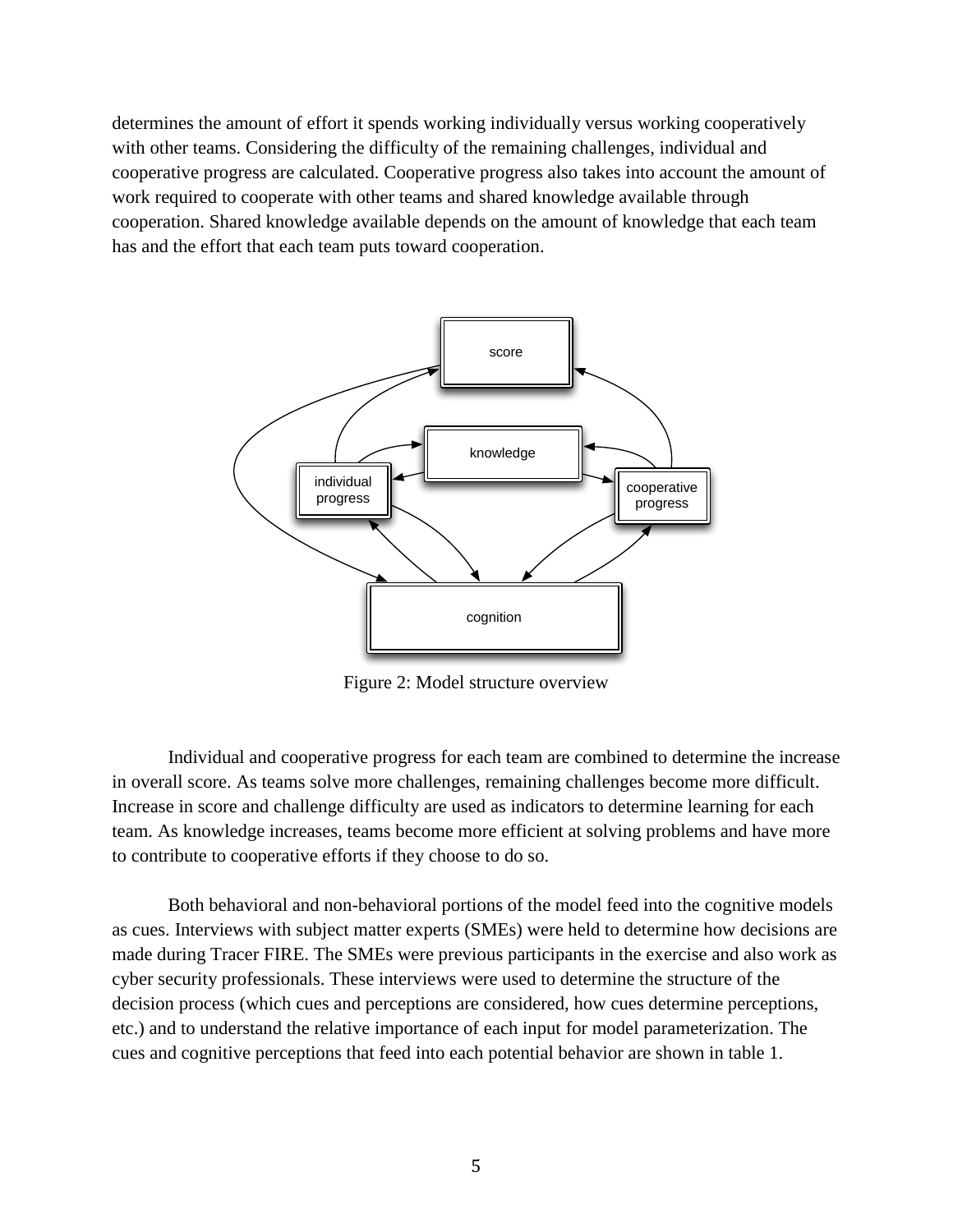determines the amount of effort it spends working individually versus working cooperatively with other teams. Considering the difficulty of the remaining challenges, individual and cooperative progress are calculated. Cooperative progress also takes into account the amount of work required to cooperate with other teams and shared knowledge available through cooperation. Shared knowledge available depends on the amount of knowledge that each team has and the effort that each team puts toward cooperation.

score

knowledge

individual progress

cooperative progress

cognition

Figure 2: Model structure overview

Individual and cooperative progress for each team are combined to determine the increase in overall score. As teams solve more challenges, remaining challenges become more difficult. Increase in score and challenge difficulty are used as indicators to determine learning for each team. As knowledge increases, teams become more efficient at solving problems and have more to contribute to cooperative efforts if they choose to do so.

Both behavioral and non-behavioral portions of the model feed into the cognitive models as cues. Interviews with subject matter experts (SMEs) were held to determine how decisions are made during Tracer FIRE. The SMEs were previous participants in the exercise and also work as cyber security professionals. These interviews were used to determine the structure of the decision process (which cues and perceptions are considered, how cues determine perceptions, etc.) and to understand the relative importance of each input for model parameterization. The cues and cognitive perceptions that feed into each potential behavior are shown in table 1.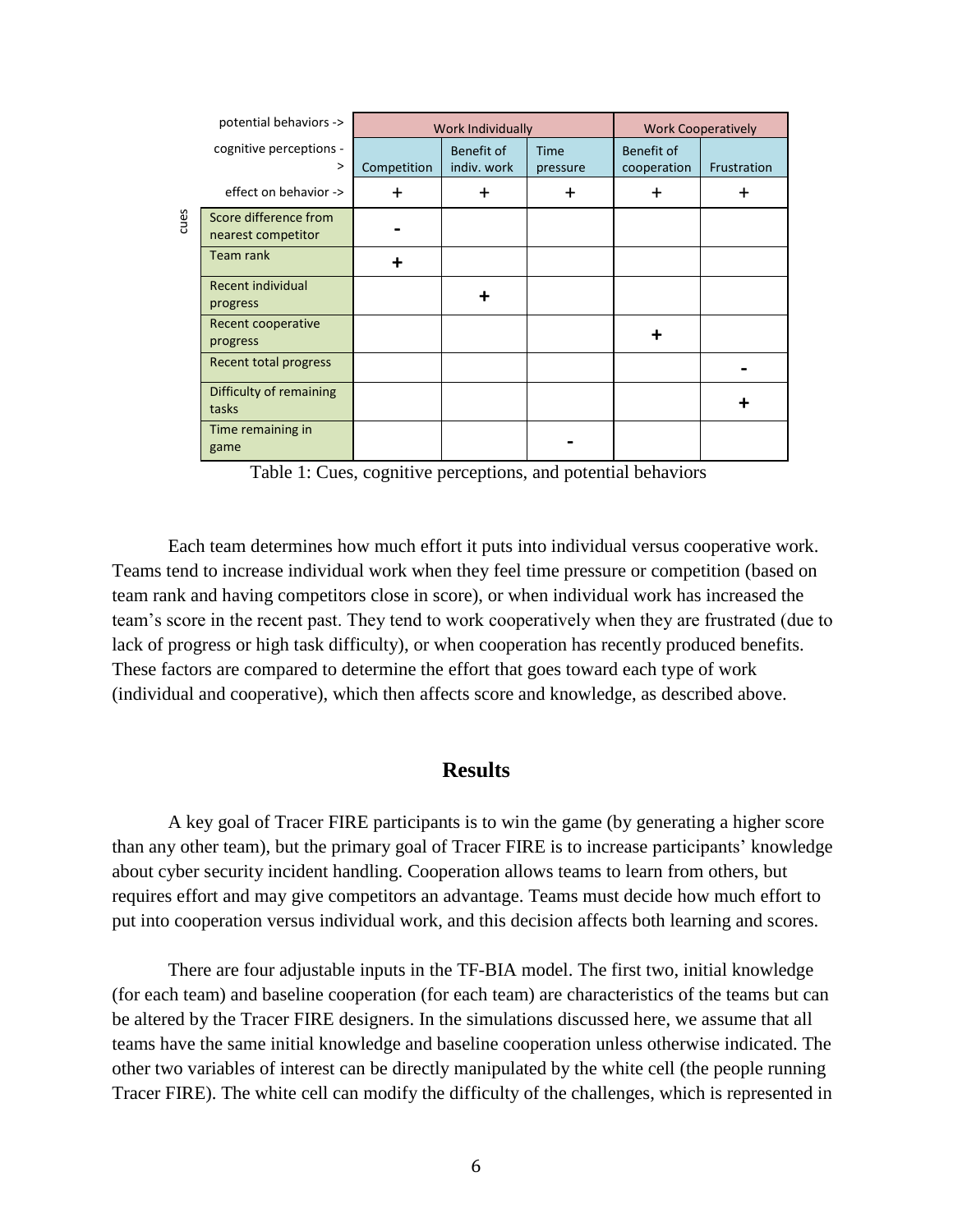| potential behaviors -> | Work Individually | | | Work Cooperatively | |
|---|---|---|---|---|---|
| cognitive perceptions -> | Competition | Benefit of indiv. work | Time pressure | Benefit of cooperation | Frustration |
| effect on behavior -> | + | + | + | + | + |
| Score difference from nearest competitor | - | | | | |
| Team rank | + | | | | |
| Recent individual progress | | + | | | |
| Recent cooperative progress | | | | + | |
| Recent total progress | | | | | - |
| Difficulty of remaining tasks | | | | | + |
| Time remaining in game | | | - | | |

Table 1: Cues, cognitive perceptions, and potential behaviors

Each team determines how much effort it puts into individual versus cooperative work. Teams tend to increase individual work when they feel time pressure or competition (based on team rank and having competitors close in score), or when individual work has increased the team's score in the recent past. They tend to work cooperatively when they are frustrated (due to lack of progress or high task difficulty), or when cooperation has recently produced benefits. These factors are compared to determine the effort that goes toward each type of work (individual and cooperative), which then affects score and knowledge, as described above.

## Results

A key goal of Tracer FIRE participants is to win the game (by generating a higher score than any other team), but the primary goal of Tracer FIRE is to increase participants' knowledge about cyber security incident handling. Cooperation allows teams to learn from others, but requires effort and may give competitors an advantage. Teams must decide how much effort to put into cooperation versus individual work, and this decision affects both learning and scores.

There are four adjustable inputs in the TF-BIA model. The first two, initial knowledge (for each team) and baseline cooperation (for each team) are characteristics of the teams but can be altered by the Tracer FIRE designers. In the simulations discussed here, we assume that all teams have the same initial knowledge and baseline cooperation unless otherwise indicated. The other two variables of interest can be directly manipulated by the white cell (the people running Tracer FIRE). The white cell can modify the difficulty of the challenges, which is represented in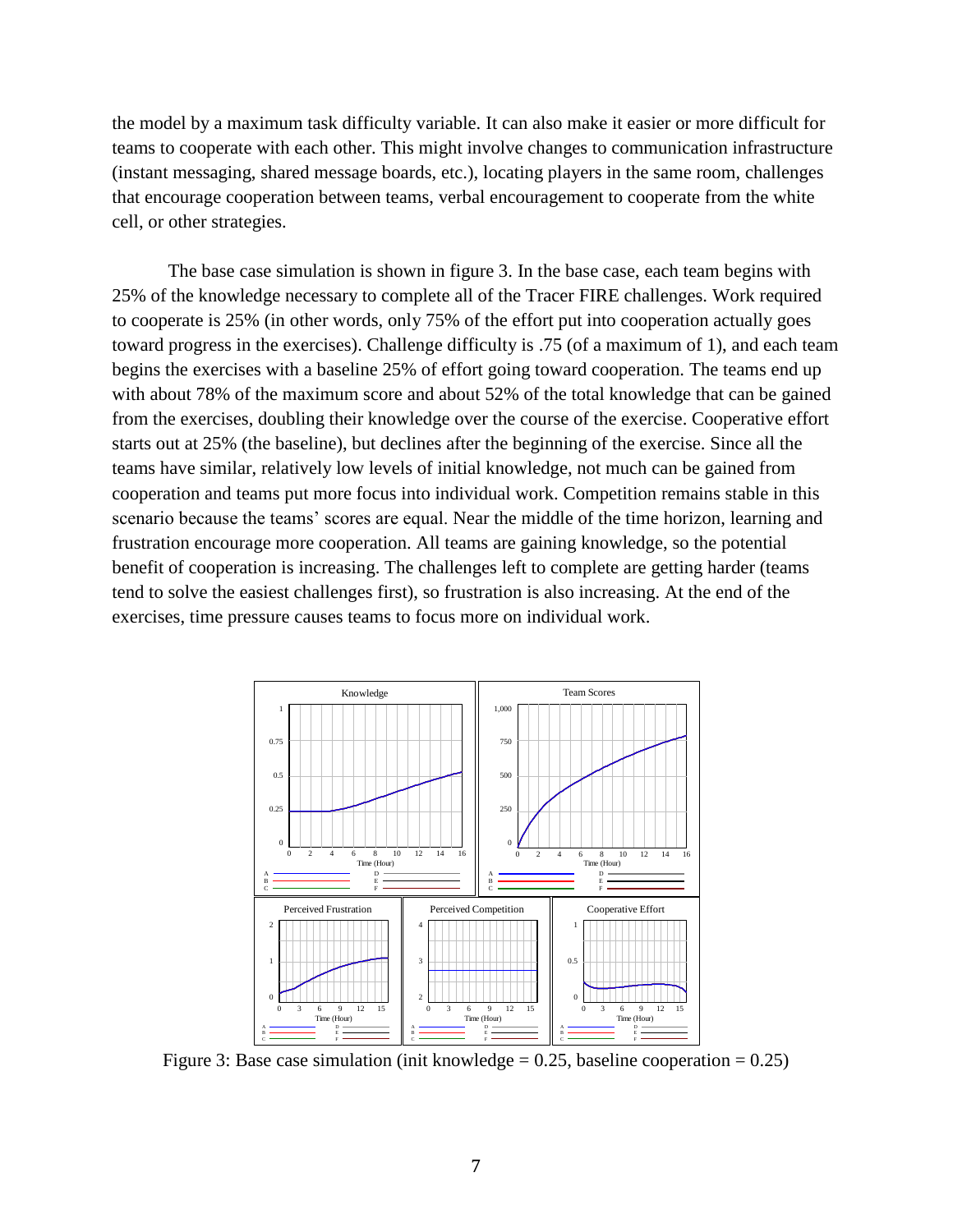the model by a maximum task difficulty variable. It can also make it easier or more difficult for teams to cooperate with each other. This might involve changes to communication infrastructure (instant messaging, shared message boards, etc.), locating players in the same room, challenges that encourage cooperation between teams, verbal encouragement to cooperate from the white cell, or other strategies.

The base case simulation is shown in figure 3. In the base case, each team begins with 25% of the knowledge necessary to complete all of the Tracer FIRE challenges. Work required to cooperate is 25% (in other words, only 75% of the effort put into cooperation actually goes toward progress in the exercises). Challenge difficulty is .75 (of a maximum of 1), and each team begins the exercises with a baseline 25% of effort going toward cooperation. The teams end up with about 78% of the maximum score and about 52% of the total knowledge that can be gained from the exercises, doubling their knowledge over the course of the exercise. Cooperative effort starts out at 25% (the baseline), but declines after the beginning of the exercise. Since all the teams have similar, relatively low levels of initial knowledge, not much can be gained from cooperation and teams put more focus into individual work. Competition remains stable in this scenario because the teams' scores are equal. Near the middle of the time horizon, learning and frustration encourage more cooperation. All teams are gaining knowledge, so the potential benefit of cooperation is increasing. The challenges left to complete are getting harder (teams tend to solve the easiest challenges first), so frustration is also increasing. At the end of the exercises, time pressure causes teams to focus more on individual work.

Knowledge
1
0.75
0.5
0.25
0
0 2 4 6 8 10 12 14 16
Time (Hour)
A B C D E F

Team Scores
1,000
750
500
250
0
0 2 4 6 8 10 12 14 16
Time (Hour)
A B C D E F

Perceived Frustration
2
1
0
0 3 6 9 12 15
Time (Hour)
A B C D E F

Perceived Competition
4
3
2
0 3 6 9 12 15
Time (Hour)
A B C D E F

Cooperative Effort
1
0.5
0
0 3 6 9 12 15
Time (Hour)
A B C D E F

Figure 3: Base case simulation (init knowledge = 0.25, baseline cooperation = 0.25)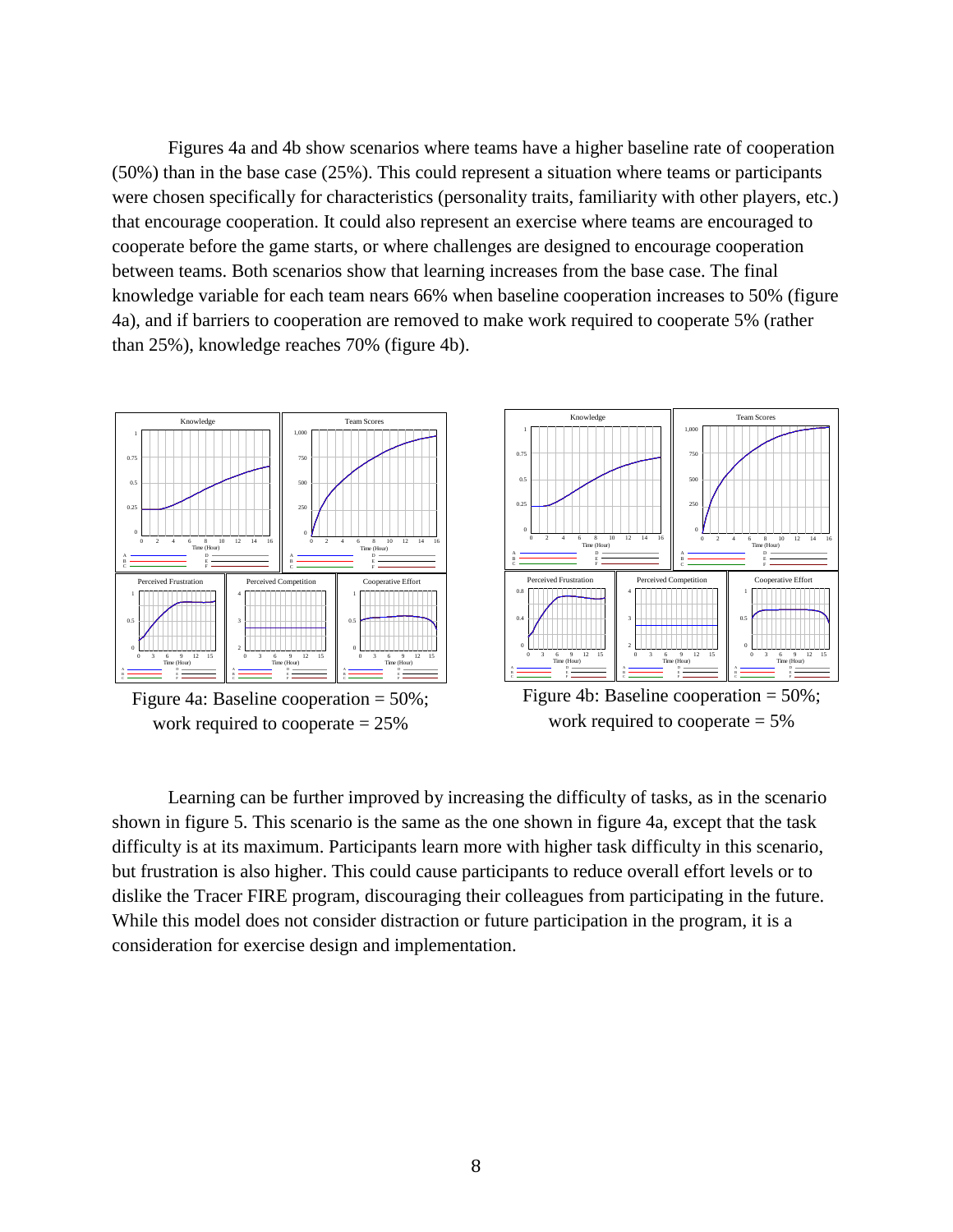Figures 4a and 4b show scenarios where teams have a higher baseline rate of cooperation (50%) than in the base case (25%). This could represent a situation where teams or participants were chosen specifically for characteristics (personality traits, familiarity with other players, etc.) that encourage cooperation. It could also represent an exercise where teams are encouraged to cooperate before the game starts, or where challenges are designed to encourage cooperation between teams. Both scenarios show that learning increases from the base case. The final knowledge variable for each team nears 66% when baseline cooperation increases to 50% (figure 4a), and if barriers to cooperation are removed to make work required to cooperate 5% (rather than 25%), knowledge reaches 70% (figure 4b).

Knowledge
1
0.75
0.5
0.25
0
0 2 4 6 8 10 12 14 16
Time (Hour)

Team Scores
1,000
750
500
250
0
0 2 4 6 8 10 12 14 16
Time (Hour)

Perceived Frustration
1
0.5
0
0 3 6 9 12 15
Time (Hour)

Perceived Competition
4
3
2
0 3 6 9 12 15
Time (Hour)

Cooperative Effort
1
0.5
0
0 3 6 9 12 15
Time (Hour)

Figure 4a: Baseline cooperation = 50%; work required to cooperate = 25%

Knowledge
1
0.75
0.5
0.25
0
0 2 4 6 8 10 12 14 16
Time (Hour)

Team Scores
1,000
750
500
250
0
0 2 4 6 8 10 12 14 16
Time (Hour)

Perceived Frustration
0.8
0.4
0
0 3 6 9 12 15
Time (Hour)

Perceived Competition
4
3
2
0 3 6 9 12 15
Time (Hour)

Cooperative Effort
1
0.5
0
0 3 6 9 12 15
Time (Hour)

Figure 4b: Baseline cooperation = 50%; work required to cooperate = 5%

Learning can be further improved by increasing the difficulty of tasks, as in the scenario shown in figure 5. This scenario is the same as the one shown in figure 4a, except that the task difficulty is at its maximum. Participants learn more with higher task difficulty in this scenario, but frustration is also higher. This could cause participants to reduce overall effort levels or to dislike the Tracer FIRE program, discouraging their colleagues from participating in the future. While this model does not consider distraction or future participation in the program, it is a consideration for exercise design and implementation.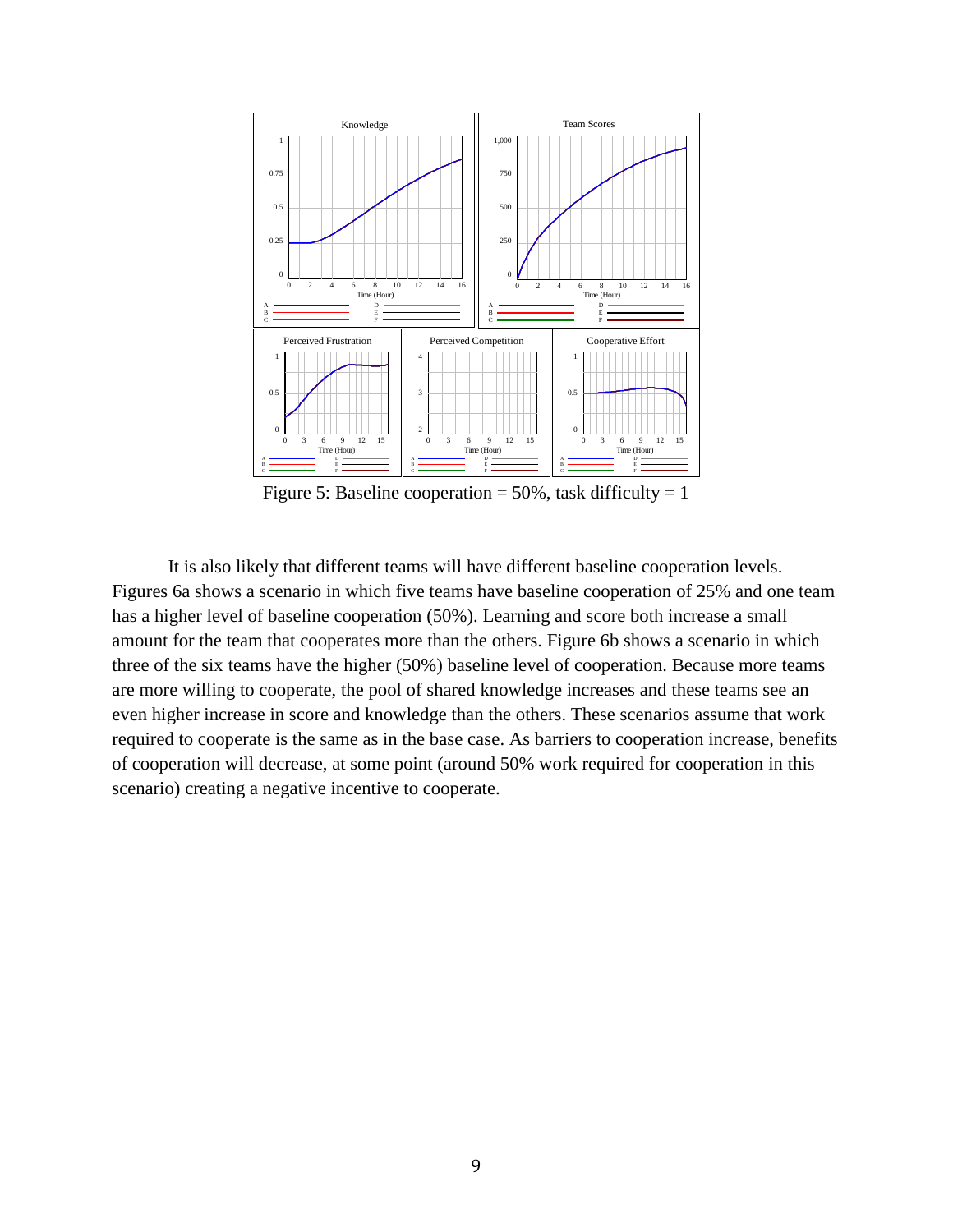Knowledge

1
0.75
0.5
0.25
0

0 2 4 6 8 10 12 14 16
Time (Hour)

A
B
C
D
E
F

Team Scores

1,000
750
500
250
0

0 2 4 6 8 10 12 14 16
Time (Hour)

A
B
C
D
E
F

Perceived Frustration

1
0.5
0

0 3 6 9 12 15
Time (Hour)

A
B
C
D
E
F

Perceived Competition

4
3
2

0 3 6 9 12 15
Time (Hour)

A
B
C
D
E
F

Cooperative Effort

1
0.5
0

0 3 6 9 12 15
Time (Hour)

A
B
C
D
E
F

Figure 5: Baseline cooperation = 50%, task difficulty = 1

It is also likely that different teams will have different baseline cooperation levels. Figures 6a shows a scenario in which five teams have baseline cooperation of 25% and one team has a higher level of baseline cooperation (50%). Learning and score both increase a small amount for the team that cooperates more than the others. Figure 6b shows a scenario in which three of the six teams have the higher (50%) baseline level of cooperation. Because more teams are more willing to cooperate, the pool of shared knowledge increases and these teams see an even higher increase in score and knowledge than the others. These scenarios assume that work required to cooperate is the same as in the base case. As barriers to cooperation increase, benefits of cooperation will decrease, at some point (around 50% work required for cooperation in this scenario) creating a negative incentive to cooperate.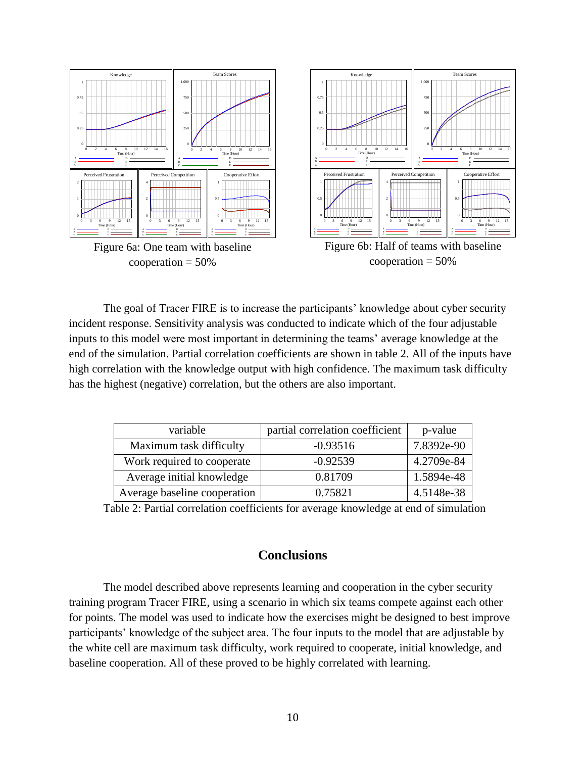Knowledge

1
0.75
0.5
0.25
0

0 2 4 6 8 10 12 14 16
Time (Hour)

Team Scores

1,000
750
500
250
0

0 2 4 6 8 10 12 14 16
Time (Hour)

Perceived Frustration

2
1
0

0 3 6 9 12 15
Time (Hour)

Perceived Competition

4
2
0

0 3 6 9 12 15
Time (Hour)

Cooperative Effort

1
0.5
0

0 3 6 9 12 15
Time (Hour)

Figure 6a: One team with baseline cooperation = 50%

Knowledge

1
0.75
0.5
0.25
0

0 2 4 6 8 10 12 14 16
Time (Hour)

Team Scores

1,000
750
500
250
0

0 2 4 6 8 10 12 14 16
Time (Hour)

Perceived Frustration

1
0.5
0

0 3 6 9 12 15
Time (Hour)

Perceived Competition

4
2
0

0 3 6 9 12 15
Time (Hour)

Cooperative Effort

1
0.5
0

0 3 6 9 12 15
Time (Hour)

Figure 6b: Half of teams with baseline cooperation = 50%

The goal of Tracer FIRE is to increase the participants' knowledge about cyber security incident response. Sensitivity analysis was conducted to indicate which of the four adjustable inputs to this model were most important in determining the teams' average knowledge at the end of the simulation. Partial correlation coefficients are shown in table 2. All of the inputs have high correlation with the knowledge output with high confidence. The maximum task difficulty has the highest (negative) correlation, but the others are also important.

| variable | partial correlation coefficient | p-value |
|---|---|---|
| Maximum task difficulty | -0.93516 | 7.8392e-90 |
| Work required to cooperate | -0.92539 | 4.2709e-84 |
| Average initial knowledge | 0.81709 | 1.5894e-48 |
| Average baseline cooperation | 0.75821 | 4.5148e-38 |

Table 2: Partial correlation coefficients for average knowledge at end of simulation

## Conclusions

The model described above represents learning and cooperation in the cyber security training program Tracer FIRE, using a scenario in which six teams compete against each other for points. The model was used to indicate how the exercises might be designed to best improve participants' knowledge of the subject area. The four inputs to the model that are adjustable by the white cell are maximum task difficulty, work required to cooperate, initial knowledge, and baseline cooperation. All of these proved to be highly correlated with learning.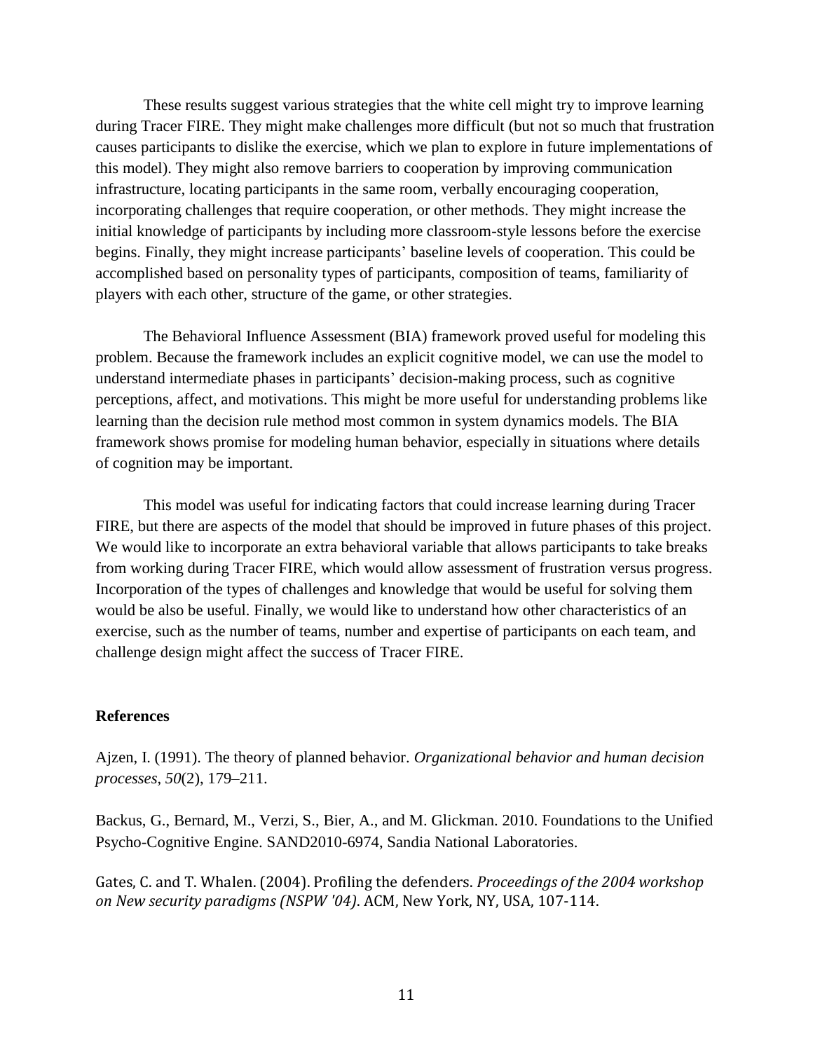These results suggest various strategies that the white cell might try to improve learning during Tracer FIRE. They might make challenges more difficult (but not so much that frustration causes participants to dislike the exercise, which we plan to explore in future implementations of this model). They might also remove barriers to cooperation by improving communication infrastructure, locating participants in the same room, verbally encouraging cooperation, incorporating challenges that require cooperation, or other methods. They might increase the initial knowledge of participants by including more classroom-style lessons before the exercise begins. Finally, they might increase participants' baseline levels of cooperation. This could be accomplished based on personality types of participants, composition of teams, familiarity of players with each other, structure of the game, or other strategies.

The Behavioral Influence Assessment (BIA) framework proved useful for modeling this problem. Because the framework includes an explicit cognitive model, we can use the model to understand intermediate phases in participants' decision-making process, such as cognitive perceptions, affect, and motivations. This might be more useful for understanding problems like learning than the decision rule method most common in system dynamics models. The BIA framework shows promise for modeling human behavior, especially in situations where details of cognition may be important.

This model was useful for indicating factors that could increase learning during Tracer FIRE, but there are aspects of the model that should be improved in future phases of this project. We would like to incorporate an extra behavioral variable that allows participants to take breaks from working during Tracer FIRE, which would allow assessment of frustration versus progress. Incorporation of the types of challenges and knowledge that would be useful for solving them would be also be useful. Finally, we would like to understand how other characteristics of an exercise, such as the number of teams, number and expertise of participants on each team, and challenge design might affect the success of Tracer FIRE.

**References**

Ajzen, I. (1991). The theory of planned behavior. *Organizational behavior and human decision processes*, *50*(2), 179–211.

Backus, G., Bernard, M., Verzi, S., Bier, A., and M. Glickman. 2010. Foundations to the Unified Psycho-Cognitive Engine. SAND2010-6974, Sandia National Laboratories.

Gates, C. and T. Whalen. (2004). Profiling the defenders. *Proceedings of the 2004 workshop on New security paradigms (NSPW '04)*. ACM, New York, NY, USA, 107-114.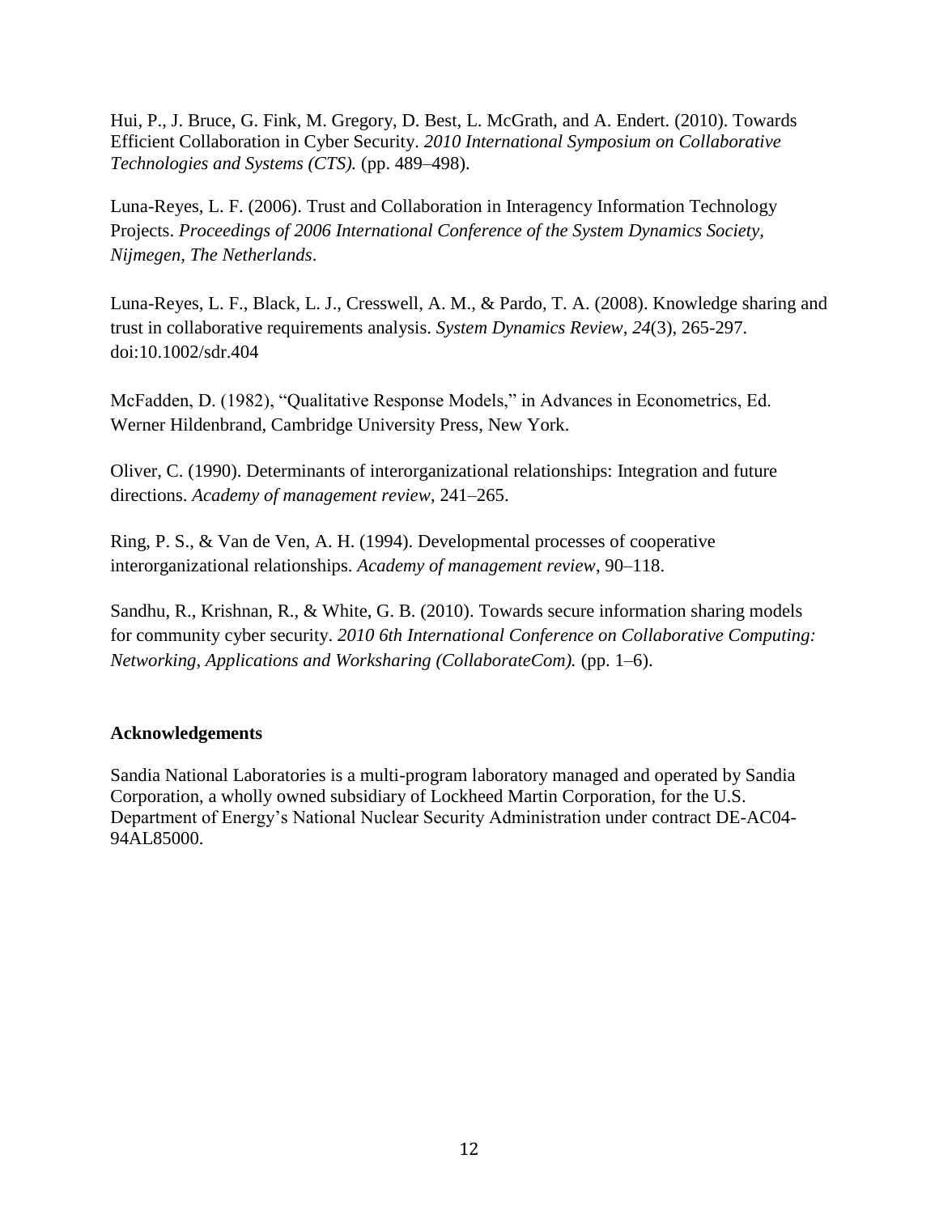Hui, P., J. Bruce, G. Fink, M. Gregory, D. Best, L. McGrath, and A. Endert. (2010). Towards Efficient Collaboration in Cyber Security. *2010 International Symposium on Collaborative Technologies and Systems (CTS).* (pp. 489–498).

Luna-Reyes, L. F. (2006). Trust and Collaboration in Interagency Information Technology Projects. *Proceedings of 2006 International Conference of the System Dynamics Society, Nijmegen, The Netherlands*.

Luna-Reyes, L. F., Black, L. J., Cresswell, A. M., & Pardo, T. A. (2008). Knowledge sharing and trust in collaborative requirements analysis. *System Dynamics Review*, *24*(3), 265-297. doi:10.1002/sdr.404

McFadden, D. (1982), "Qualitative Response Models," in Advances in Econometrics, Ed. Werner Hildenbrand, Cambridge University Press, New York.

Oliver, C. (1990). Determinants of interorganizational relationships: Integration and future directions. *Academy of management review*, 241–265.

Ring, P. S., & Van de Ven, A. H. (1994). Developmental processes of cooperative interorganizational relationships. *Academy of management review*, 90–118.

Sandhu, R., Krishnan, R., & White, G. B. (2010). Towards secure information sharing models for community cyber security. *2010 6th International Conference on Collaborative Computing: Networking, Applications and Worksharing (CollaborateCom).* (pp. 1–6).

**Acknowledgements**

Sandia National Laboratories is a multi-program laboratory managed and operated by Sandia Corporation, a wholly owned subsidiary of Lockheed Martin Corporation, for the U.S. Department of Energy's National Nuclear Security Administration under contract DE-AC04-94AL85000.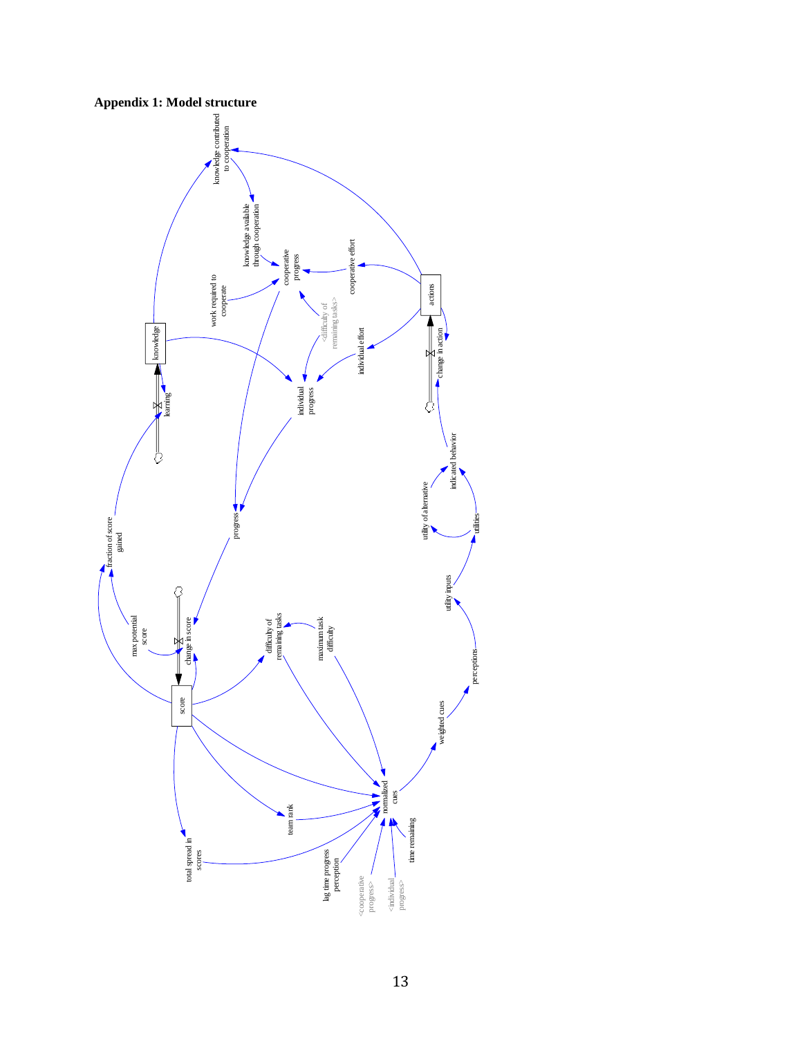**Appendix 1: Model structure**

knowledge contributed to cooperation

knowledge available through cooperation

work required to cooperate

cooperative progress

cooperative effort

actions

knowledge

<difficulty of remaining tasks>

individual effort

change in action

learning

individual progress

indicated behavior

utility of alternative

utilities

fraction of score gained

progress

utility inputs

max potential score

change in score

difficulty of remaining tasks

maximum task difficulty

perceptions

score

weighted cues

normalized cues

team rank

time remaining

total spread in scores

lag time progress perception

<cooperative progress>

<individual progress>